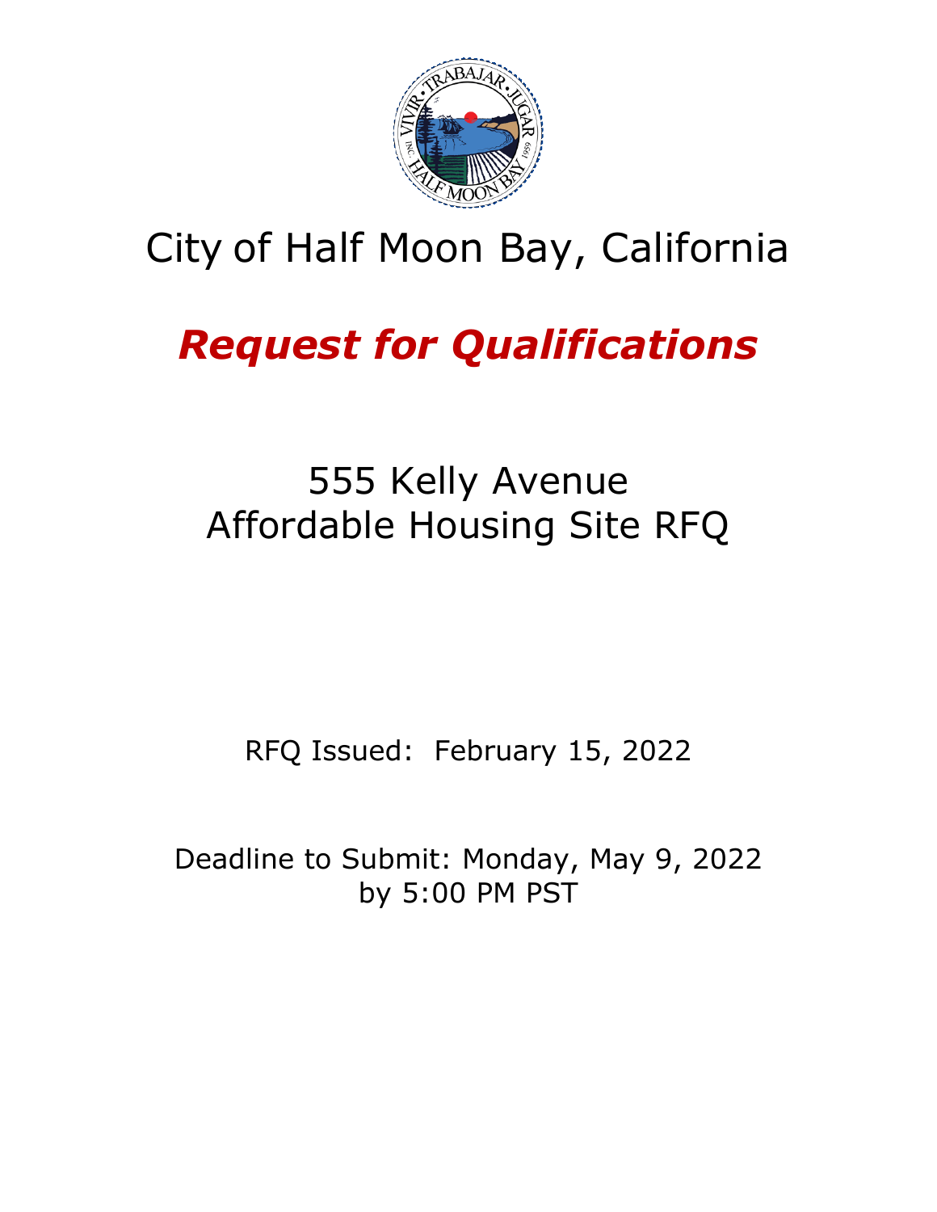# City of Half Moon Bay, California

## *Request for Qualifications*

## 555 Kelly Avenue
## Affordable Housing Site RFQ

RFQ Issued: February 15, 2022

Deadline to Submit: Monday, May 9, 2022
by 5:00 PM PST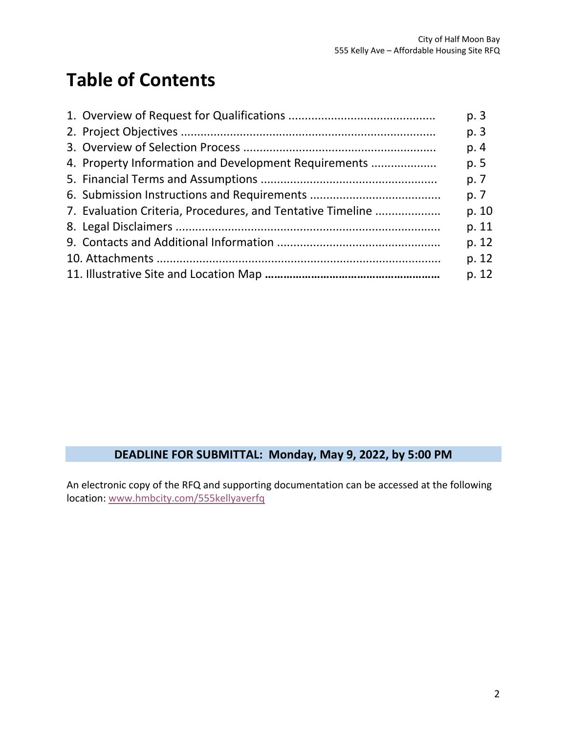# Table of Contents

| | |
|---|---|
| 1. Overview of Request for Qualifications ............................................ | p. 3 |
| 2. Project Objectives ............................................................................ | p. 3 |
| 3. Overview of Selection Process .......................................................... | p. 4 |
| 4. Property Information and Development Requirements ................... | p. 5 |
| 5. Financial Terms and Assumptions ..................................................... | p. 7 |
| 6. Submission Instructions and Requirements ....................................... | p. 7 |
| 7. Evaluation Criteria, Procedures, and Tentative Timeline ................... | p. 10 |
| 8. Legal Disclaimers ............................................................................... | p. 11 |
| 9. Contacts and Additional Information ................................................. | p. 12 |
| 10. Attachments ..................................................................................... | p. 12 |
| 11. Illustrative Site and Location Map ...................................................... | p. 12 |

**DEADLINE FOR SUBMITTAL: Monday, May 9, 2022, by 5:00 PM**

An electronic copy of the RFQ and supporting documentation can be accessed at the following location: www.hmbcity.com/555kellyaverfq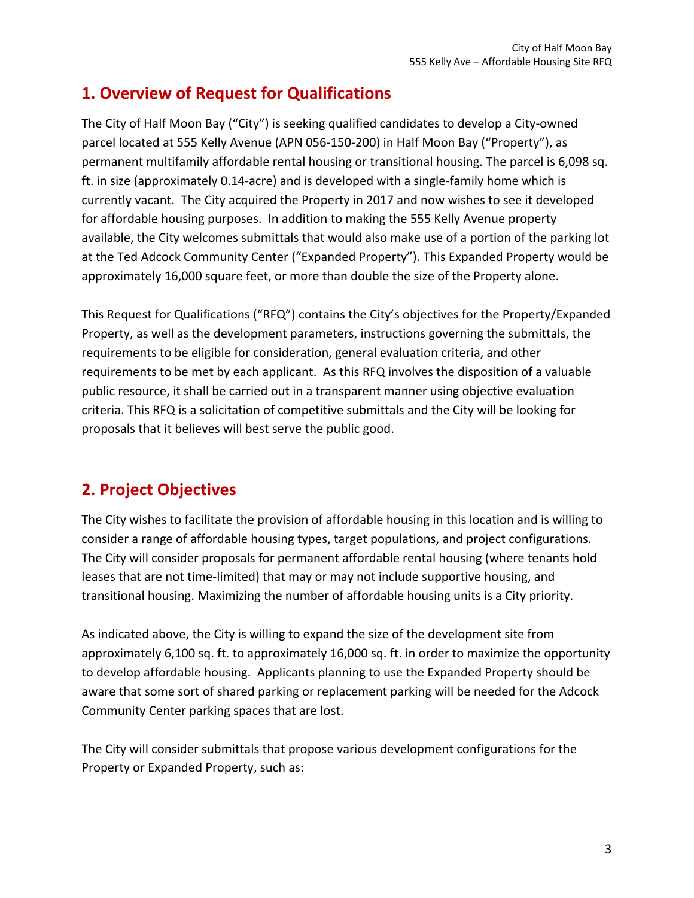## 1. Overview of Request for Qualifications

The City of Half Moon Bay ("City") is seeking qualified candidates to develop a City-owned parcel located at 555 Kelly Avenue (APN 056-150-200) in Half Moon Bay ("Property"), as permanent multifamily affordable rental housing or transitional housing. The parcel is 6,098 sq. ft. in size (approximately 0.14-acre) and is developed with a single-family home which is currently vacant. The City acquired the Property in 2017 and now wishes to see it developed for affordable housing purposes. In addition to making the 555 Kelly Avenue property available, the City welcomes submittals that would also make use of a portion of the parking lot at the Ted Adcock Community Center ("Expanded Property"). This Expanded Property would be approximately 16,000 square feet, or more than double the size of the Property alone.

This Request for Qualifications ("RFQ") contains the City's objectives for the Property/Expanded Property, as well as the development parameters, instructions governing the submittals, the requirements to be eligible for consideration, general evaluation criteria, and other requirements to be met by each applicant. As this RFQ involves the disposition of a valuable public resource, it shall be carried out in a transparent manner using objective evaluation criteria. This RFQ is a solicitation of competitive submittals and the City will be looking for proposals that it believes will best serve the public good.

## 2. Project Objectives

The City wishes to facilitate the provision of affordable housing in this location and is willing to consider a range of affordable housing types, target populations, and project configurations. The City will consider proposals for permanent affordable rental housing (where tenants hold leases that are not time-limited) that may or may not include supportive housing, and transitional housing. Maximizing the number of affordable housing units is a City priority.

As indicated above, the City is willing to expand the size of the development site from approximately 6,100 sq. ft. to approximately 16,000 sq. ft. in order to maximize the opportunity to develop affordable housing. Applicants planning to use the Expanded Property should be aware that some sort of shared parking or replacement parking will be needed for the Adcock Community Center parking spaces that are lost.

The City will consider submittals that propose various development configurations for the Property or Expanded Property, such as: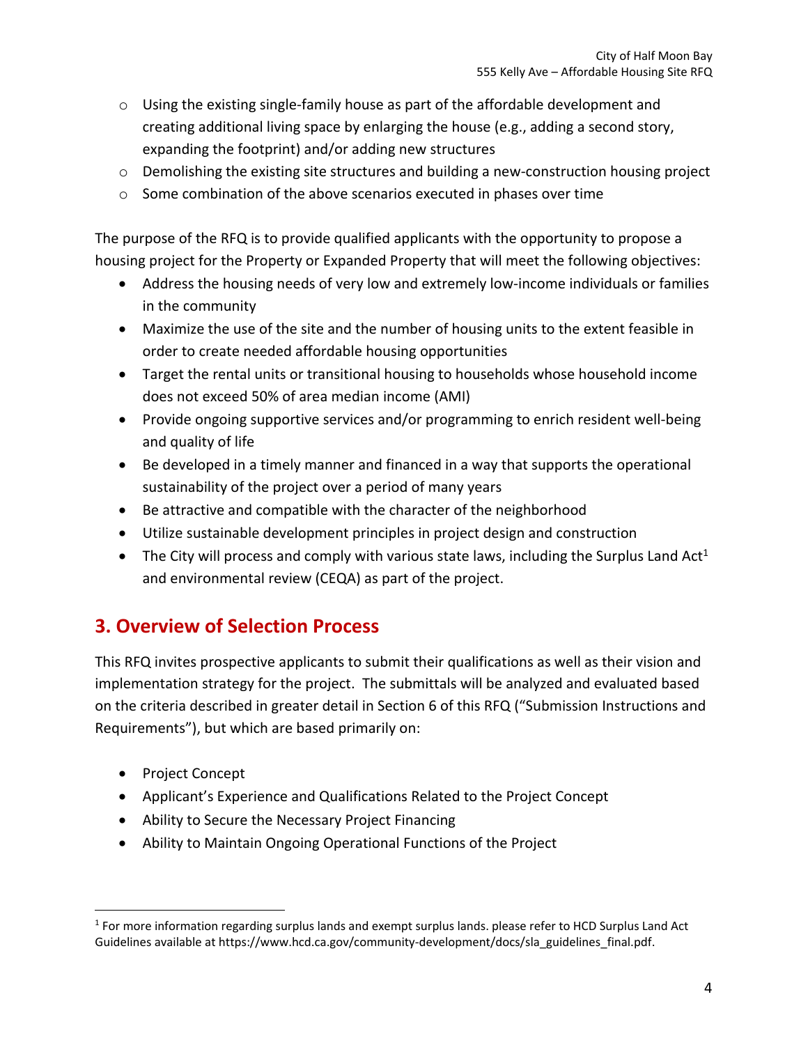- Using the existing single-family house as part of the affordable development and creating additional living space by enlarging the house (e.g., adding a second story, expanding the footprint) and/or adding new structures
- Demolishing the existing site structures and building a new-construction housing project
- Some combination of the above scenarios executed in phases over time

The purpose of the RFQ is to provide qualified applicants with the opportunity to propose a housing project for the Property or Expanded Property that will meet the following objectives:

- Address the housing needs of very low and extremely low-income individuals or families in the community
- Maximize the use of the site and the number of housing units to the extent feasible in order to create needed affordable housing opportunities
- Target the rental units or transitional housing to households whose household income does not exceed 50% of area median income (AMI)
- Provide ongoing supportive services and/or programming to enrich resident well-being and quality of life
- Be developed in a timely manner and financed in a way that supports the operational sustainability of the project over a period of many years
- Be attractive and compatible with the character of the neighborhood
- Utilize sustainable development principles in project design and construction
- The City will process and comply with various state laws, including the Surplus Land Act[1] and environmental review (CEQA) as part of the project.

## 3. Overview of Selection Process

This RFQ invites prospective applicants to submit their qualifications as well as their vision and implementation strategy for the project. The submittals will be analyzed and evaluated based on the criteria described in greater detail in Section 6 of this RFQ ("Submission Instructions and Requirements"), but which are based primarily on:

- Project Concept
- Applicant's Experience and Qualifications Related to the Project Concept
- Ability to Secure the Necessary Project Financing
- Ability to Maintain Ongoing Operational Functions of the Project

[1] For more information regarding surplus lands and exempt surplus lands. please refer to HCD Surplus Land Act Guidelines available at https://www.hcd.ca.gov/community-development/docs/sla_guidelines_final.pdf.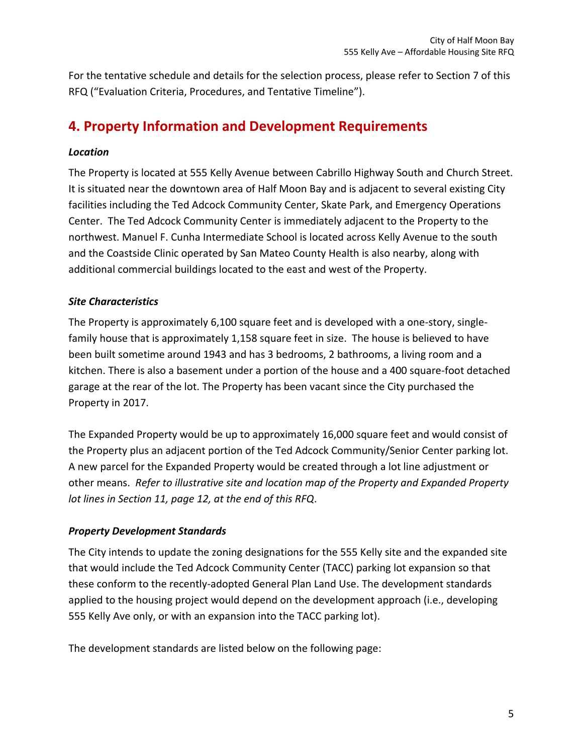For the tentative schedule and details for the selection process, please refer to Section 7 of this RFQ ("Evaluation Criteria, Procedures, and Tentative Timeline").

## 4. Property Information and Development Requirements

***Location***

The Property is located at 555 Kelly Avenue between Cabrillo Highway South and Church Street. It is situated near the downtown area of Half Moon Bay and is adjacent to several existing City facilities including the Ted Adcock Community Center, Skate Park, and Emergency Operations Center. The Ted Adcock Community Center is immediately adjacent to the Property to the northwest. Manuel F. Cunha Intermediate School is located across Kelly Avenue to the south and the Coastside Clinic operated by San Mateo County Health is also nearby, along with additional commercial buildings located to the east and west of the Property.

***Site Characteristics***

The Property is approximately 6,100 square feet and is developed with a one-story, single-family house that is approximately 1,158 square feet in size. The house is believed to have been built sometime around 1943 and has 3 bedrooms, 2 bathrooms, a living room and a kitchen. There is also a basement under a portion of the house and a 400 square-foot detached garage at the rear of the lot. The Property has been vacant since the City purchased the Property in 2017.

The Expanded Property would be up to approximately 16,000 square feet and would consist of the Property plus an adjacent portion of the Ted Adcock Community/Senior Center parking lot. A new parcel for the Expanded Property would be created through a lot line adjustment or other means. *Refer to illustrative site and location map of the Property and Expanded Property lot lines in Section 11, page 12, at the end of this RFQ.*

***Property Development Standards***

The City intends to update the zoning designations for the 555 Kelly site and the expanded site that would include the Ted Adcock Community Center (TACC) parking lot expansion so that these conform to the recently-adopted General Plan Land Use. The development standards applied to the housing project would depend on the development approach (i.e., developing 555 Kelly Ave only, or with an expansion into the TACC parking lot).

The development standards are listed below on the following page: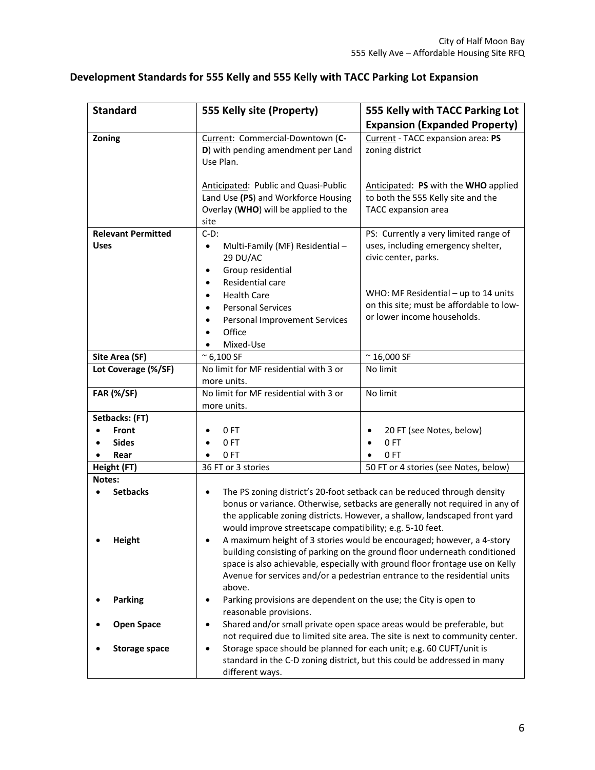## Development Standards for 555 Kelly and 555 Kelly with TACC Parking Lot Expansion

| Standard | 555 Kelly site (Property) | 555 Kelly with TACC Parking Lot Expansion (Expanded Property) |
|---|---|---|
| **Zoning** | Current: Commercial-Downtown (**C-D**) with pending amendment per Land Use Plan.<br><br>Anticipated: Public and Quasi-Public Land Use **(PS)** and Workforce Housing Overlay (**WHO**) will be applied to the site | Current - TACC expansion area: **PS** zoning district<br><br>Anticipated: **PS** with the **WHO** applied to both the 555 Kelly site and the TACC expansion area |
| **Relevant Permitted Uses** | C-D:<br>• Multi-Family (MF) Residential – 29 DU/AC<br>• Group residential<br>• Residential care<br>• Health Care<br>• Personal Services<br>• Personal Improvement Services<br>• Office<br>• Mixed-Use | PS: Currently a very limited range of uses, including emergency shelter, civic center, parks.<br><br>WHO: MF Residential – up to 14 units on this site; must be affordable to low- or lower income households. |
| **Site Area (SF)** | ~ 6,100 SF | ~ 16,000 SF |
| **Lot Coverage (%/SF)** | No limit for MF residential with 3 or more units. | No limit |
| **FAR (%/SF)** | No limit for MF residential with 3 or more units. | No limit |
| **Setbacks: (FT)**<br>• **Front**<br>• **Sides**<br>• **Rear** | <br>• 0 FT<br>• 0 FT<br>• 0 FT | <br>• 20 FT (see Notes, below)<br>• 0 FT<br>• 0 FT |
| **Height (FT)** | 36 FT or 3 stories | 50 FT or 4 stories (see Notes, below) |
| **Notes:** | | |
| • **Setbacks** | • The PS zoning district's 20-foot setback can be reduced through density bonus or variance. Otherwise, setbacks are generally not required in any of the applicable zoning districts. However, a shallow, landscaped front yard would improve streetscape compatibility; e.g. 5-10 feet. | |
| • **Height** | • A maximum height of 3 stories would be encouraged; however, a 4-story building consisting of parking on the ground floor underneath conditioned space is also achievable, especially with ground floor frontage use on Kelly Avenue for services and/or a pedestrian entrance to the residential units above. | |
| • **Parking** | • Parking provisions are dependent on the use; the City is open to reasonable provisions. | |
| • **Open Space** | • Shared and/or small private open space areas would be preferable, but not required due to limited site area. The site is next to community center. | |
| • **Storage space** | • Storage space should be planned for each unit; e.g. 60 CUFT/unit is standard in the C-D zoning district, but this could be addressed in many different ways. | |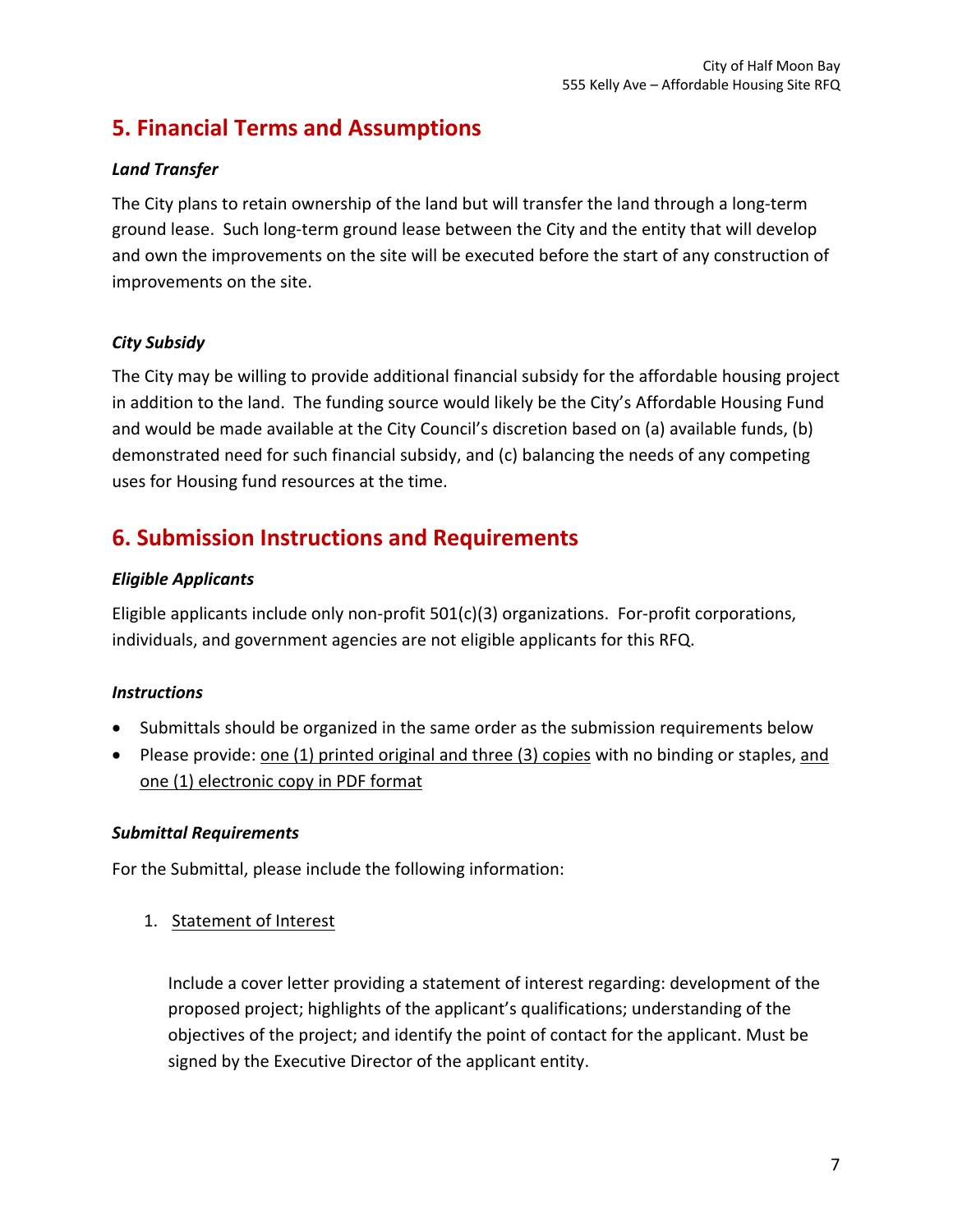## 5. Financial Terms and Assumptions

### *Land Transfer*

The City plans to retain ownership of the land but will transfer the land through a long-term ground lease. Such long-term ground lease between the City and the entity that will develop and own the improvements on the site will be executed before the start of any construction of improvements on the site.

### *City Subsidy*

The City may be willing to provide additional financial subsidy for the affordable housing project in addition to the land. The funding source would likely be the City's Affordable Housing Fund and would be made available at the City Council's discretion based on (a) available funds, (b) demonstrated need for such financial subsidy, and (c) balancing the needs of any competing uses for Housing fund resources at the time.

## 6. Submission Instructions and Requirements

### *Eligible Applicants*

Eligible applicants include only non-profit 501(c)(3) organizations. For-profit corporations, individuals, and government agencies are not eligible applicants for this RFQ.

### *Instructions*

- Submittals should be organized in the same order as the submission requirements below
- Please provide: one (1) printed original and three (3) copies with no binding or staples, and one (1) electronic copy in PDF format

### *Submittal Requirements*

For the Submittal, please include the following information:

1. Statement of Interest

   Include a cover letter providing a statement of interest regarding: development of the proposed project; highlights of the applicant's qualifications; understanding of the objectives of the project; and identify the point of contact for the applicant. Must be signed by the Executive Director of the applicant entity.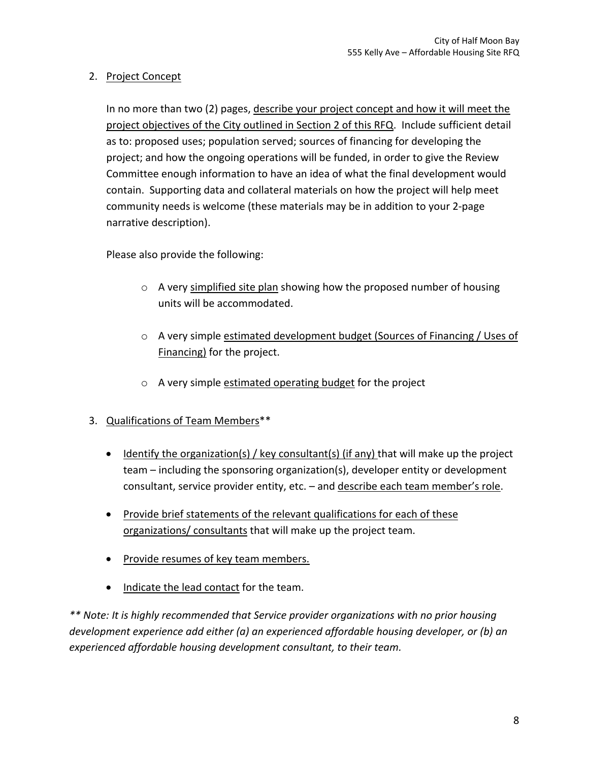2. Project Concept

   In no more than two (2) pages, describe your project concept and how it will meet the project objectives of the City outlined in Section 2 of this RFQ. Include sufficient detail as to: proposed uses; population served; sources of financing for developing the project; and how the ongoing operations will be funded, in order to give the Review Committee enough information to have an idea of what the final development would contain. Supporting data and collateral materials on how the project will help meet community needs is welcome (these materials may be in addition to your 2-page narrative description).

   Please also provide the following:

   - A very simplified site plan showing how the proposed number of housing units will be accommodated.
   - A very simple estimated development budget (Sources of Financing / Uses of Financing) for the project.
   - A very simple estimated operating budget for the project

3. Qualifications of Team Members**

   - Identify the organization(s) / key consultant(s) (if any) that will make up the project team – including the sponsoring organization(s), developer entity or development consultant, service provider entity, etc. – and describe each team member's role.
   - Provide brief statements of the relevant qualifications for each of these organizations/ consultants that will make up the project team.
   - Provide resumes of key team members.
   - Indicate the lead contact for the team.

*** Note: It is highly recommended that Service provider organizations with no prior housing development experience add either (a) an experienced affordable housing developer, or (b) an experienced affordable housing development consultant, to their team.*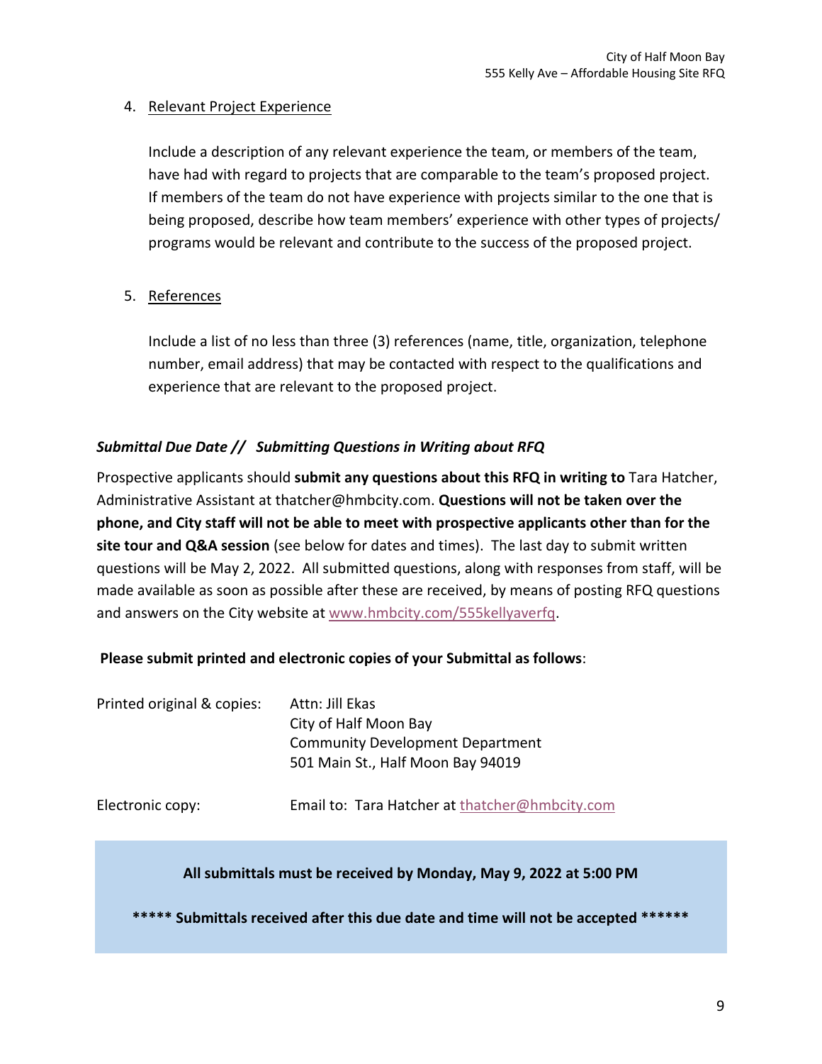4. Relevant Project Experience

   Include a description of any relevant experience the team, or members of the team, have had with regard to projects that are comparable to the team's proposed project. If members of the team do not have experience with projects similar to the one that is being proposed, describe how team members' experience with other types of projects/ programs would be relevant and contribute to the success of the proposed project.

5. References

   Include a list of no less than three (3) references (name, title, organization, telephone number, email address) that may be contacted with respect to the qualifications and experience that are relevant to the proposed project.

***Submittal Due Date // Submitting Questions in Writing about RFQ***

Prospective applicants should **submit any questions about this RFQ in writing to** Tara Hatcher, Administrative Assistant at thatcher@hmbcity.com. **Questions will not be taken over the phone, and City staff will not be able to meet with prospective applicants other than for the site tour and Q&A session** (see below for dates and times). The last day to submit written questions will be May 2, 2022. All submitted questions, along with responses from staff, will be made available as soon as possible after these are received, by means of posting RFQ questions and answers on the City website at www.hmbcity.com/555kellyaverfq.

**Please submit printed and electronic copies of your Submittal as follows**:

Printed original & copies:
Attn: Jill Ekas
City of Half Moon Bay
Community Development Department
501 Main St., Half Moon Bay 94019

Electronic copy: Email to: Tara Hatcher at thatcher@hmbcity.com

**All submittals must be received by Monday, May 9, 2022 at 5:00 PM**

**\*\*\*\*\* Submittals received after this due date and time will not be accepted \*\*\*\*\*\***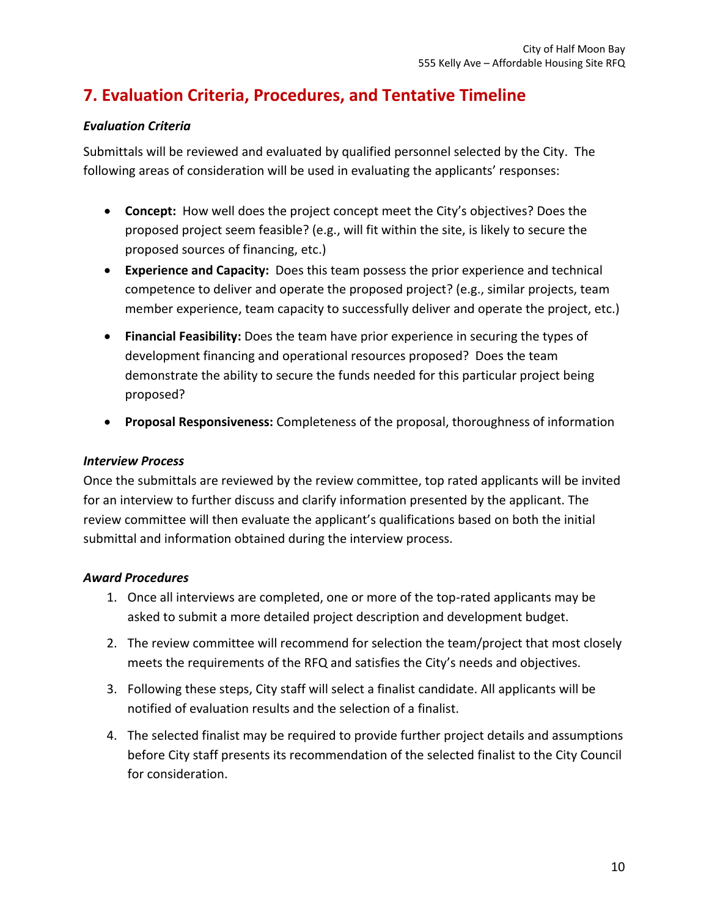## 7. Evaluation Criteria, Procedures, and Tentative Timeline

### *Evaluation Criteria*

Submittals will be reviewed and evaluated by qualified personnel selected by the City. The following areas of consideration will be used in evaluating the applicants' responses:

- **Concept:** How well does the project concept meet the City's objectives? Does the proposed project seem feasible? (e.g., will fit within the site, is likely to secure the proposed sources of financing, etc.)
- **Experience and Capacity:** Does this team possess the prior experience and technical competence to deliver and operate the proposed project? (e.g., similar projects, team member experience, team capacity to successfully deliver and operate the project, etc.)
- **Financial Feasibility:** Does the team have prior experience in securing the types of development financing and operational resources proposed? Does the team demonstrate the ability to secure the funds needed for this particular project being proposed?
- **Proposal Responsiveness:** Completeness of the proposal, thoroughness of information

### *Interview Process*

Once the submittals are reviewed by the review committee, top rated applicants will be invited for an interview to further discuss and clarify information presented by the applicant. The review committee will then evaluate the applicant's qualifications based on both the initial submittal and information obtained during the interview process.

### *Award Procedures*

1. Once all interviews are completed, one or more of the top-rated applicants may be asked to submit a more detailed project description and development budget.
2. The review committee will recommend for selection the team/project that most closely meets the requirements of the RFQ and satisfies the City's needs and objectives.
3. Following these steps, City staff will select a finalist candidate. All applicants will be notified of evaluation results and the selection of a finalist.
4. The selected finalist may be required to provide further project details and assumptions before City staff presents its recommendation of the selected finalist to the City Council for consideration.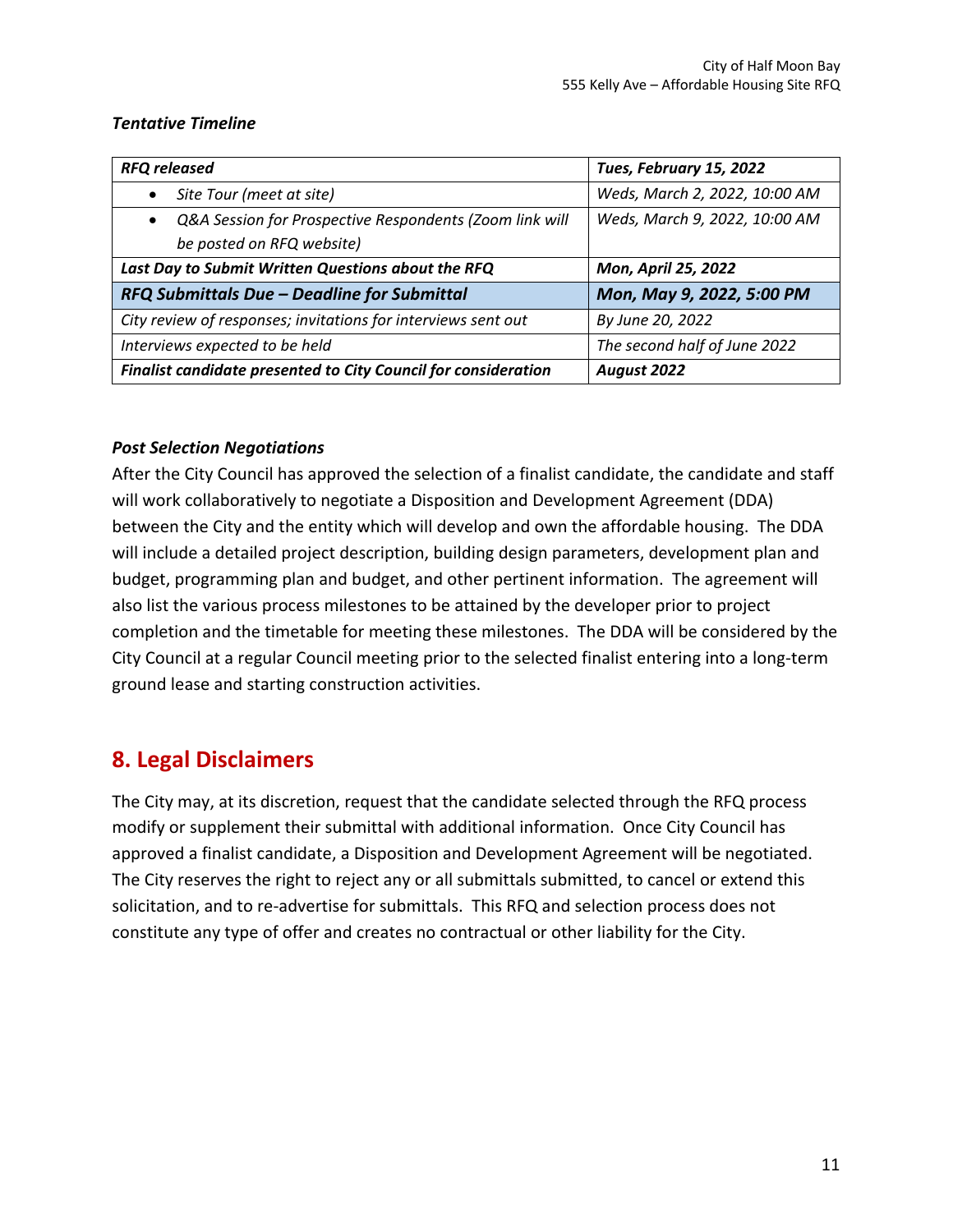### *Tentative Timeline*

| ***RFQ released*** | ***Tues, February 15, 2022*** |
|---|---|
| • *Site Tour (meet at site)* | *Weds, March 2, 2022, 10:00 AM* |
| • *Q&A Session for Prospective Respondents (Zoom link will be posted on RFQ website)* | *Weds, March 9, 2022, 10:00 AM* |
| ***Last Day to Submit Written Questions about the RFQ*** | ***Mon, April 25, 2022*** |
| ***RFQ Submittals Due – Deadline for Submittal*** | ***Mon, May 9, 2022, 5:00 PM*** |
| *City review of responses; invitations for interviews sent out* | *By June 20, 2022* |
| *Interviews expected to be held* | *The second half of June 2022* |
| ***Finalist candidate presented to City Council for consideration*** | ***August 2022*** |

### *Post Selection Negotiations*

After the City Council has approved the selection of a finalist candidate, the candidate and staff will work collaboratively to negotiate a Disposition and Development Agreement (DDA) between the City and the entity which will develop and own the affordable housing. The DDA will include a detailed project description, building design parameters, development plan and budget, programming plan and budget, and other pertinent information. The agreement will also list the various process milestones to be attained by the developer prior to project completion and the timetable for meeting these milestones. The DDA will be considered by the City Council at a regular Council meeting prior to the selected finalist entering into a long-term ground lease and starting construction activities.

## 8. Legal Disclaimers

The City may, at its discretion, request that the candidate selected through the RFQ process modify or supplement their submittal with additional information. Once City Council has approved a finalist candidate, a Disposition and Development Agreement will be negotiated. The City reserves the right to reject any or all submittals submitted, to cancel or extend this solicitation, and to re-advertise for submittals. This RFQ and selection process does not constitute any type of offer and creates no contractual or other liability for the City.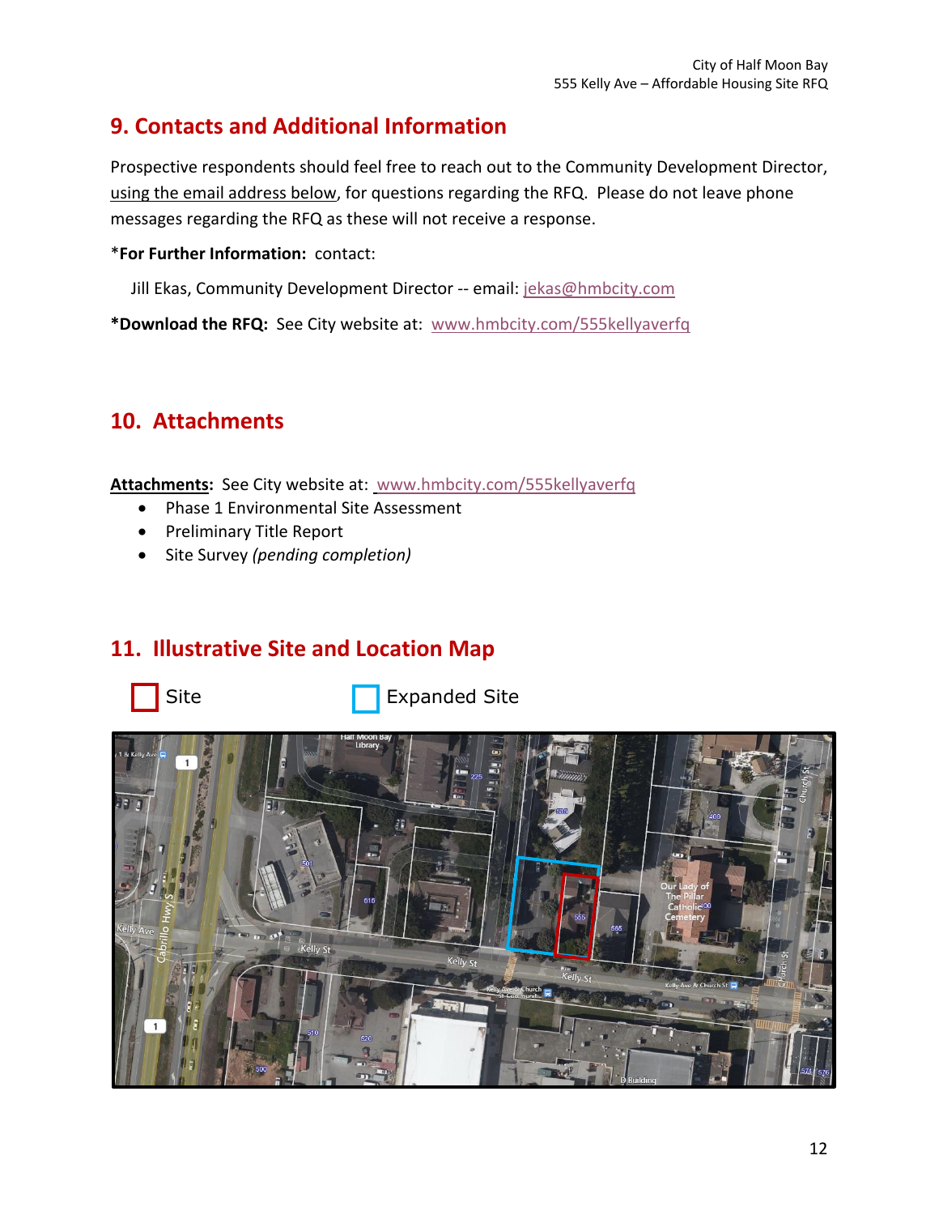## 9. Contacts and Additional Information

Prospective respondents should feel free to reach out to the Community Development Director, using the email address below, for questions regarding the RFQ. Please do not leave phone messages regarding the RFQ as these will not receive a response.

*__For Further Information:__ contact:

Jill Ekas, Community Development Director -- email: jekas@hmbcity.com

***Download the RFQ:** See City website at: www.hmbcity.com/555kellyaverfq

## 10. Attachments

**Attachments:** See City website at: www.hmbcity.com/555kellyaverfq

- Phase 1 Environmental Site Assessment
- Preliminary Title Report
- Site Survey *(pending completion)*

## 11. Illustrative Site and Location Map

Site

Expanded Site